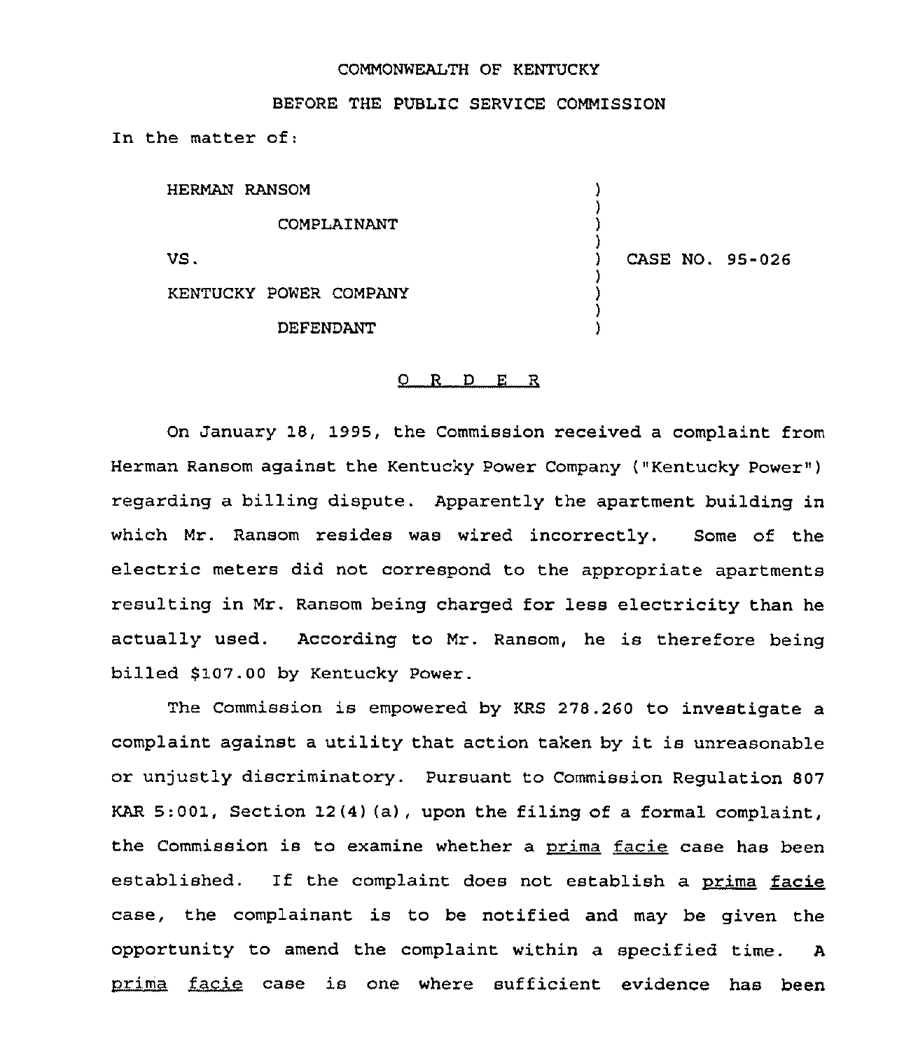COMMONWEALTH OF KENTUCKY

BEFORE THE PUBLIC SERVICE COMMISSION

In the matter of:

| | | |
|---|---|---|
| HERMAN RANSOM | ) | |
| COMPLAINANT | ) | |
| VS. | ) | CASE NO. 95-026 |
| KENTUCKY POWER COMPANY | ) | |
| DEFENDANT | ) | |

# O R D E R

On January 18, 1995, the Commission received a complaint from Herman Ransom against the Kentucky Power Company ("Kentucky Power") regarding a billing dispute. Apparently the apartment building in which Mr. Ransom resides was wired incorrectly. Some of the electric meters did not correspond to the appropriate apartments resulting in Mr. Ransom being charged for less electricity than he actually used. According to Mr. Ransom, he is therefore being billed $107.00 by Kentucky Power.

The Commission is empowered by KRS 278.260 to investigate a complaint against a utility that action taken by it is unreasonable or unjustly discriminatory. Pursuant to Commission Regulation 807 KAR 5:001, Section 12(4)(a), upon the filing of a formal complaint, the Commission is to examine whether a _prima facie_ case has been established. If the complaint does not establish a _prima facie_ case, the complainant is to be notified and may be given the opportunity to amend the complaint within a specified time. A _prima facie_ case is one where sufficient evidence has been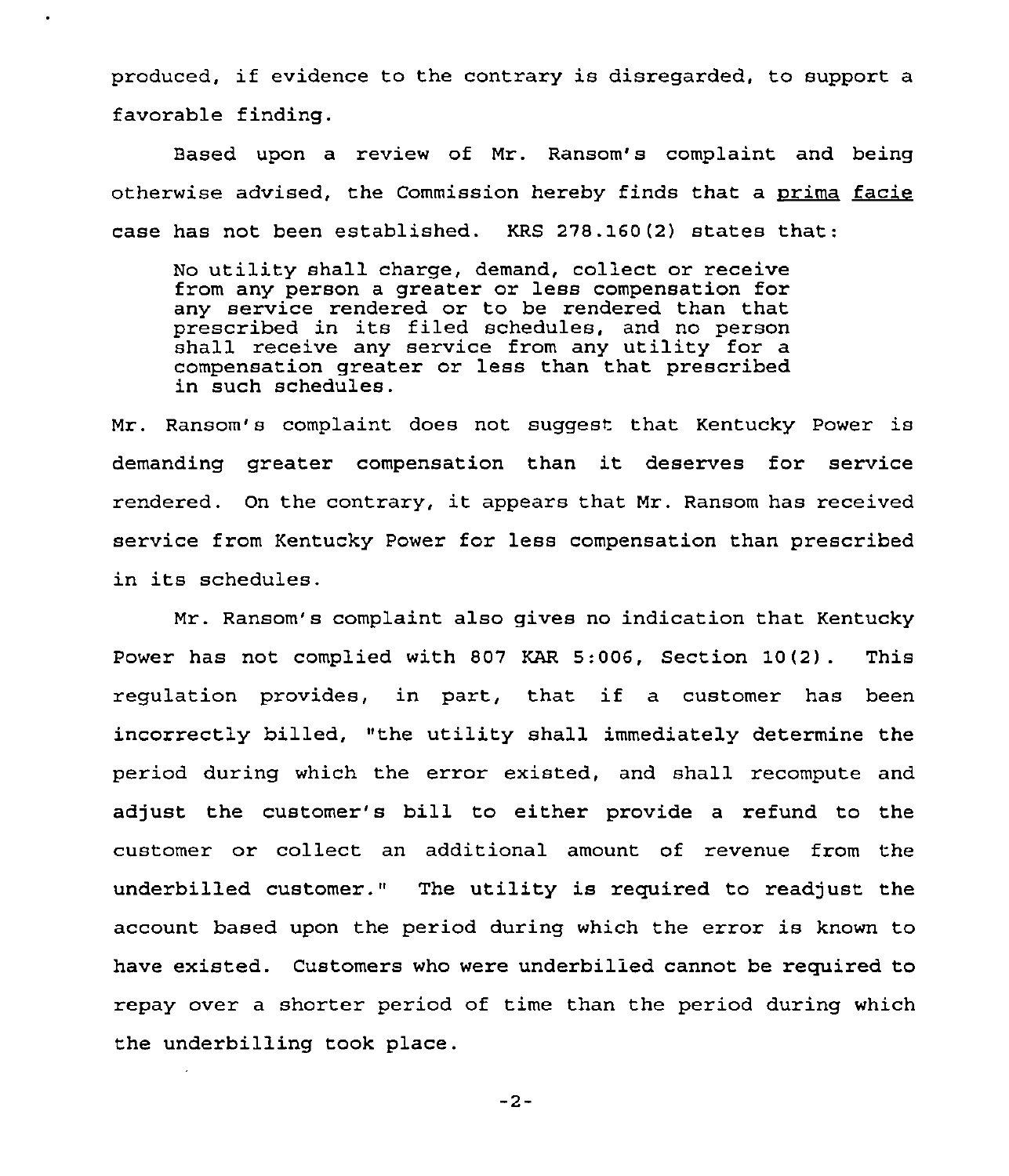produced, if evidence to the contrary is disregarded, to support a favorable finding.

Based upon a review of Mr. Ransom's complaint and being otherwise advised, the Commission hereby finds that a prima facie case has not been established. KRS 278.160(2) states that:

> No utility shall charge, demand, collect or receive from any person a greater or less compensation for any service rendered or to be rendered than that prescribed in its filed schedules, and no person shall receive any service from any utility for a compensation greater or less than that prescribed in such schedules.

Mr. Ransom's complaint does not suggest that Kentucky Power is demanding greater compensation than it deserves for service rendered. On the contrary, it appears that Mr. Ransom has received service from Kentucky Power for less compensation than prescribed in its schedules.

Mr. Ransom's complaint also gives no indication that Kentucky Power has not complied with 807 KAR 5:006, Section 10(2). This regulation provides, in part, that if a customer has been incorrectly billed, "the utility shall immediately determine the period during which the error existed, and shall recompute and adjust the customer's bill to either provide a refund to the customer or collect an additional amount of revenue from the underbilled customer." The utility is required to readjust the account based upon the period during which the error is known to have existed. Customers who were underbilled cannot be required to repay over a shorter period of time than the period during which the underbilling took place.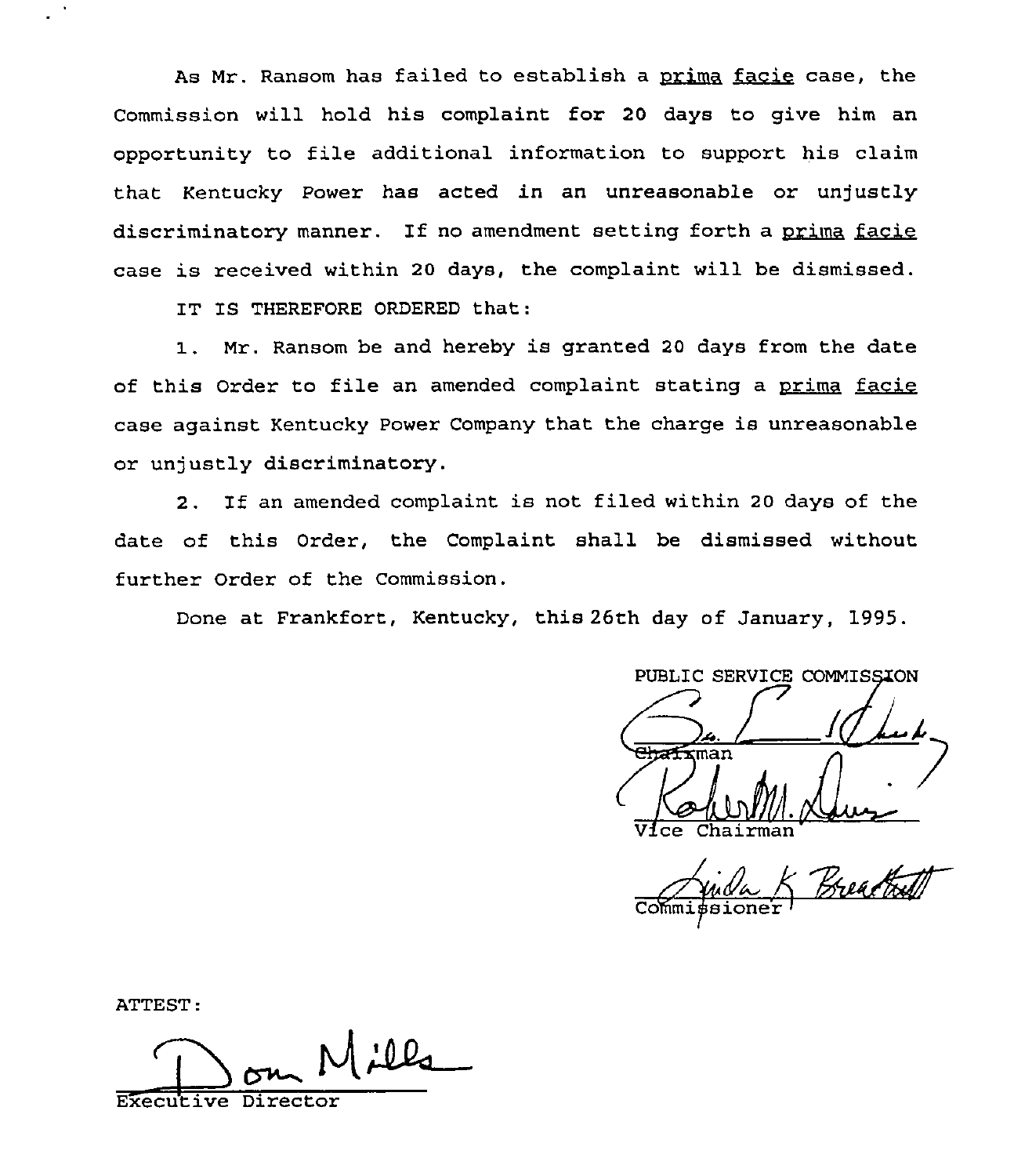As Mr. Ransom has failed to establish a prima facie case, the Commission will hold his complaint for 20 days to give him an opportunity to file additional information to support his claim that Kentucky Power has acted in an unreasonable or unjustly discriminatory manner. If no amendment setting forth a prima facie case is received within 20 days, the complaint will be dismissed.

IT IS THEREFORE ORDERED that:

1. Mr. Ransom be and hereby is granted 20 days from the date of this Order to file an amended complaint stating a prima facie case against Kentucky Power Company that the charge is unreasonable or unjustly discriminatory.

2. If an amended complaint is not filed within 20 days of the date of this Order, the Complaint shall be dismissed without further Order of the Commission.

Done at Frankfort, Kentucky, this 26th day of January, 1995.

PUBLIC SERVICE COMMISSION

Chairman

Vice Chairman

Commissioner

ATTEST:

Executive Director